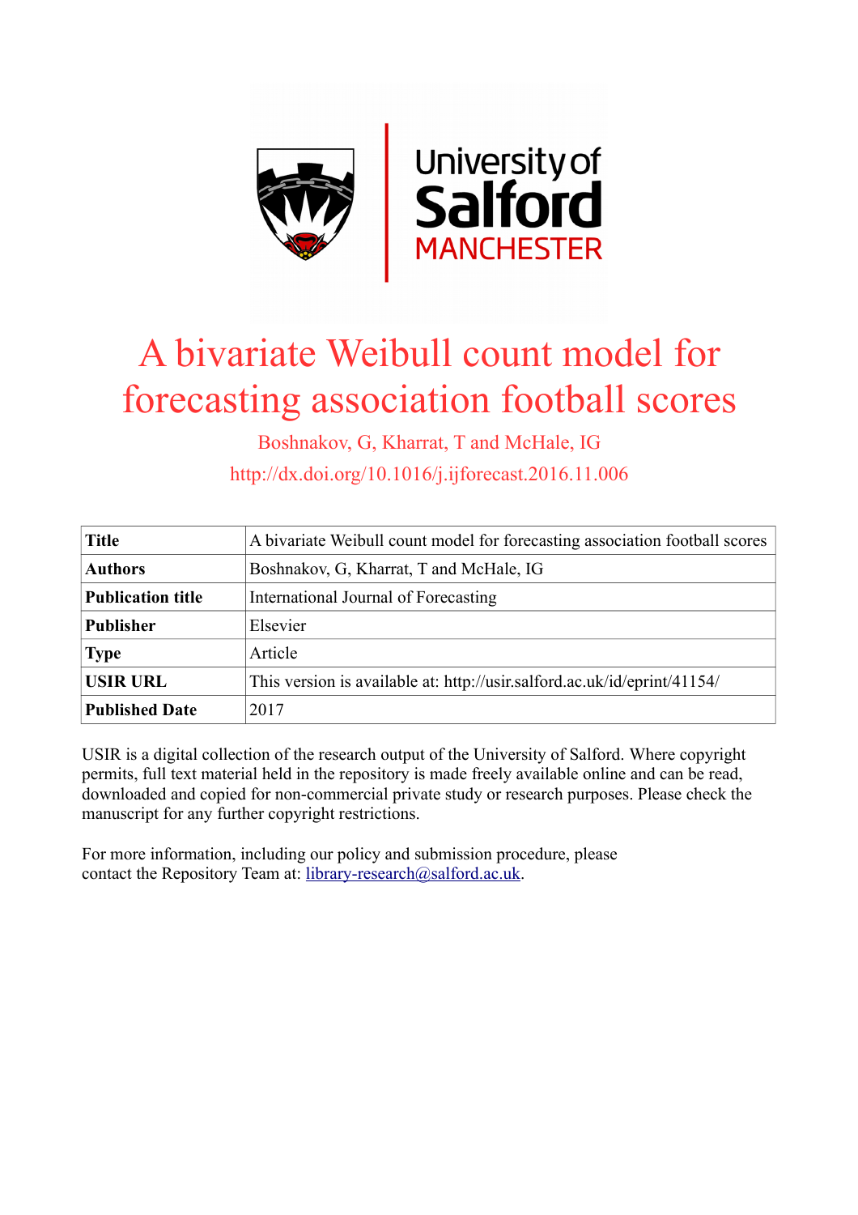# A bivariate Weibull count model for forecasting association football scores

Boshnakov, G, Kharrat, T and McHale, IG

http://dx.doi.org/10.1016/j.ijforecast.2016.11.006

| **Title** | A bivariate Weibull count model for forecasting association football scores |
|---|---|
| **Authors** | Boshnakov, G, Kharrat, T and McHale, IG |
| **Publication title** | International Journal of Forecasting |
| **Publisher** | Elsevier |
| **Type** | Article |
| **USIR URL** | This version is available at: http://usir.salford.ac.uk/id/eprint/41154/ |
| **Published Date** | 2017 |

USIR is a digital collection of the research output of the University of Salford. Where copyright permits, full text material held in the repository is made freely available online and can be read, downloaded and copied for non-commercial private study or research purposes. Please check the manuscript for any further copyright restrictions.

For more information, including our policy and submission procedure, please contact the Repository Team at: library-research@salford.ac.uk.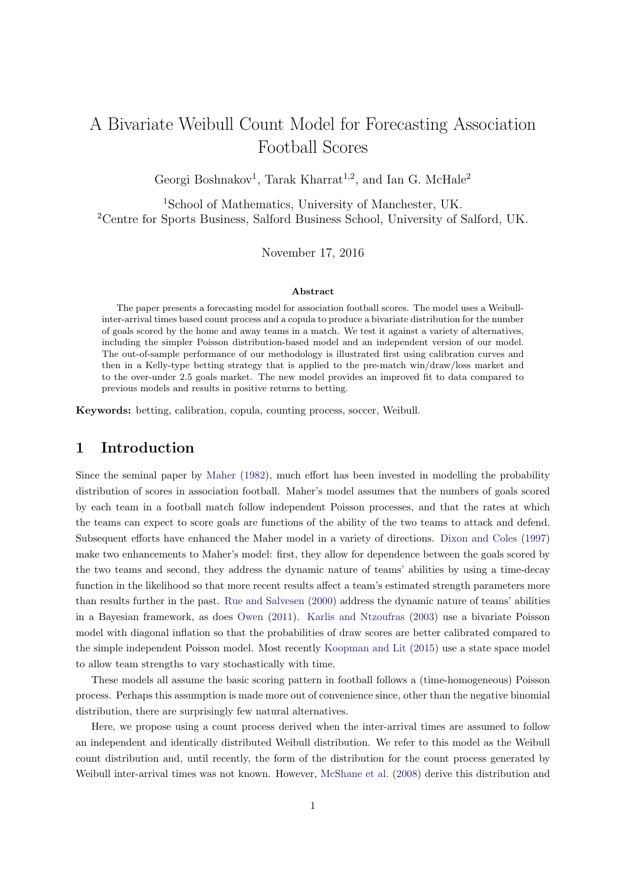# A Bivariate Weibull Count Model for Forecasting Association Football Scores

Georgi Boshnakov[1], Tarak Kharrat[1,2], and Ian G. McHale[2]

[1]School of Mathematics, University of Manchester, UK.
[2]Centre for Sports Business, Salford Business School, University of Salford, UK.

November 17, 2016

**Abstract**

The paper presents a forecasting model for association football scores. The model uses a Weibull-inter-arrival times based count process and a copula to produce a bivariate distribution for the number of goals scored by the home and away teams in a match. We test it against a variety of alternatives, including the simpler Poisson distribution-based model and an independent version of our model. The out-of-sample performance of our methodology is illustrated first using calibration curves and then in a Kelly-type betting strategy that is applied to the pre-match win/draw/loss market and to the over-under 2.5 goals market. The new model provides an improved fit to data compared to previous models and results in positive returns to betting.

**Keywords:** betting, calibration, copula, counting process, soccer, Weibull.

## 1 Introduction

Since the seminal paper by Maher (1982), much effort has been invested in modelling the probability distribution of scores in association football. Maher's model assumes that the numbers of goals scored by each team in a football match follow independent Poisson processes, and that the rates at which the teams can expect to score goals are functions of the ability of the two teams to attack and defend. Subsequent efforts have enhanced the Maher model in a variety of directions. Dixon and Coles (1997) make two enhancements to Maher's model: first, they allow for dependence between the goals scored by the two teams and second, they address the dynamic nature of teams' abilities by using a time-decay function in the likelihood so that more recent results affect a team's estimated strength parameters more than results further in the past. Rue and Salvesen (2000) address the dynamic nature of teams' abilities in a Bayesian framework, as does Owen (2011). Karlis and Ntzoufras (2003) use a bivariate Poisson model with diagonal inflation so that the probabilities of draw scores are better calibrated compared to the simple independent Poisson model. Most recently Koopman and Lit (2015) use a state space model to allow team strengths to vary stochastically with time.

These models all assume the basic scoring pattern in football follows a (time-homogeneous) Poisson process. Perhaps this assumption is made more out of convenience since, other than the negative binomial distribution, there are surprisingly few natural alternatives.

Here, we propose using a count process derived when the inter-arrival times are assumed to follow an independent and identically distributed Weibull distribution. We refer to this model as the Weibull count distribution and, until recently, the form of the distribution for the count process generated by Weibull inter-arrival times was not known. However, McShane et al. (2008) derive this distribution and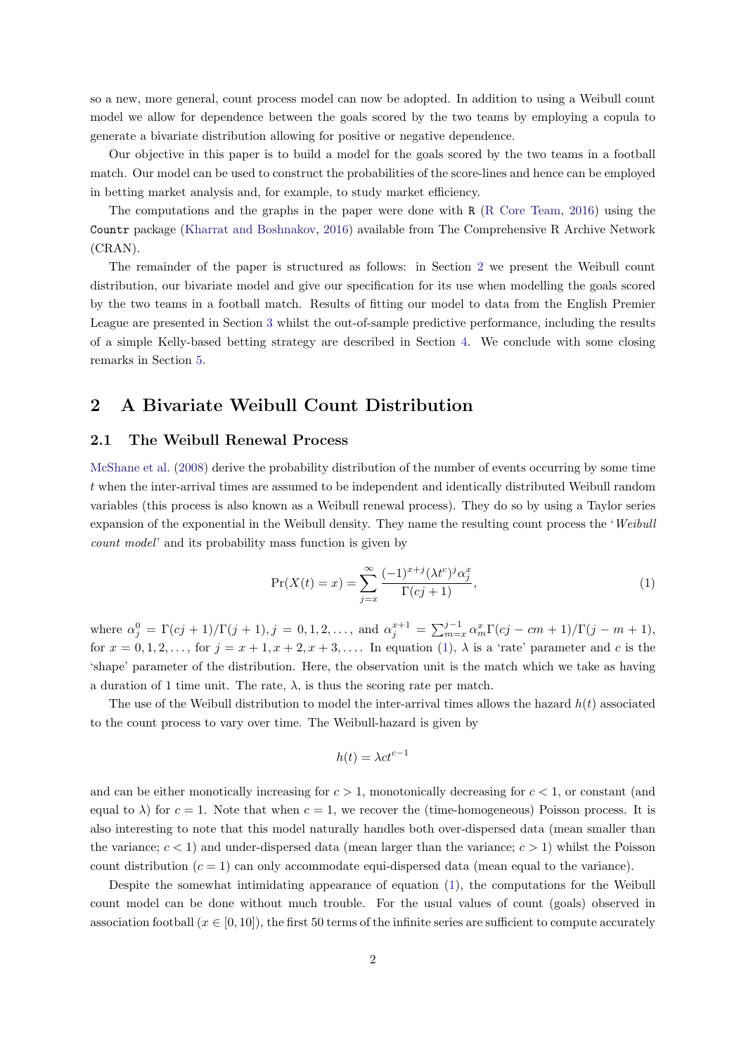so a new, more general, count process model can now be adopted. In addition to using a Weibull count model we allow for dependence between the goals scored by the two teams by employing a copula to generate a bivariate distribution allowing for positive or negative dependence.

Our objective in this paper is to build a model for the goals scored by the two teams in a football match. Our model can be used to construct the probabilities of the score-lines and hence can be employed in betting market analysis and, for example, to study market efficiency.

The computations and the graphs in the paper were done with R (R Core Team, 2016) using the Countr package (Kharrat and Boshnakov, 2016) available from The Comprehensive R Archive Network (CRAN).

The remainder of the paper is structured as follows: in Section 2 we present the Weibull count distribution, our bivariate model and give our specification for its use when modelling the goals scored by the two teams in a football match. Results of fitting our model to data from the English Premier League are presented in Section 3 whilst the out-of-sample predictive performance, including the results of a simple Kelly-based betting strategy are described in Section 4. We conclude with some closing remarks in Section 5.

## 2 A Bivariate Weibull Count Distribution

### 2.1 The Weibull Renewal Process

McShane et al. (2008) derive the probability distribution of the number of events occurring by some time $t$ when the inter-arrival times are assumed to be independent and identically distributed Weibull random variables (this process is also known as a Weibull renewal process). They do so by using a Taylor series expansion of the exponential in the Weibull density. They name the resulting count process the '*Weibull count model*' and its probability mass function is given by

$$\Pr(X(t) = x) = \sum_{j=x}^{\infty} \frac{(-1)^{x+j}(\lambda t^c)^j \alpha_j^x}{\Gamma(cj+1)}, \tag{1}$$

where $\alpha_j^0 = \Gamma(cj+1)/\Gamma(j+1), j = 0, 1, 2, \ldots,$ and $\alpha_j^{x+1} = \sum_{m=x}^{j-1} \alpha_m^x \Gamma(cj - cm + 1)/\Gamma(j - m + 1)$, for $x = 0, 1, 2, \ldots,$ for $j = x+1, x+2, x+3, \ldots$. In equation (1), $\lambda$ is a 'rate' parameter and $c$ is the 'shape' parameter of the distribution. Here, the observation unit is the match which we take as having a duration of 1 time unit. The rate, $\lambda$, is thus the scoring rate per match.

The use of the Weibull distribution to model the inter-arrival times allows the hazard $h(t)$ associated to the count process to vary over time. The Weibull-hazard is given by

$$h(t) = \lambda c t^{c-1}$$

and can be either monotonically increasing for $c > 1$, monotonically decreasing for $c < 1$, or constant (and equal to $\lambda$) for $c = 1$. Note that when $c = 1$, we recover the (time-homogeneous) Poisson process. It is also interesting to note that this model naturally handles both over-dispersed data (mean smaller than the variance; $c < 1$) and under-dispersed data (mean larger than the variance; $c > 1$) whilst the Poisson count distribution ($c = 1$) can only accommodate equi-dispersed data (mean equal to the variance).

Despite the somewhat intimidating appearance of equation (1), the computations for the Weibull count model can be done without much trouble. For the usual values of count (goals) observed in association football ($x \in [0, 10]$), the first 50 terms of the infinite series are sufficient to compute accurately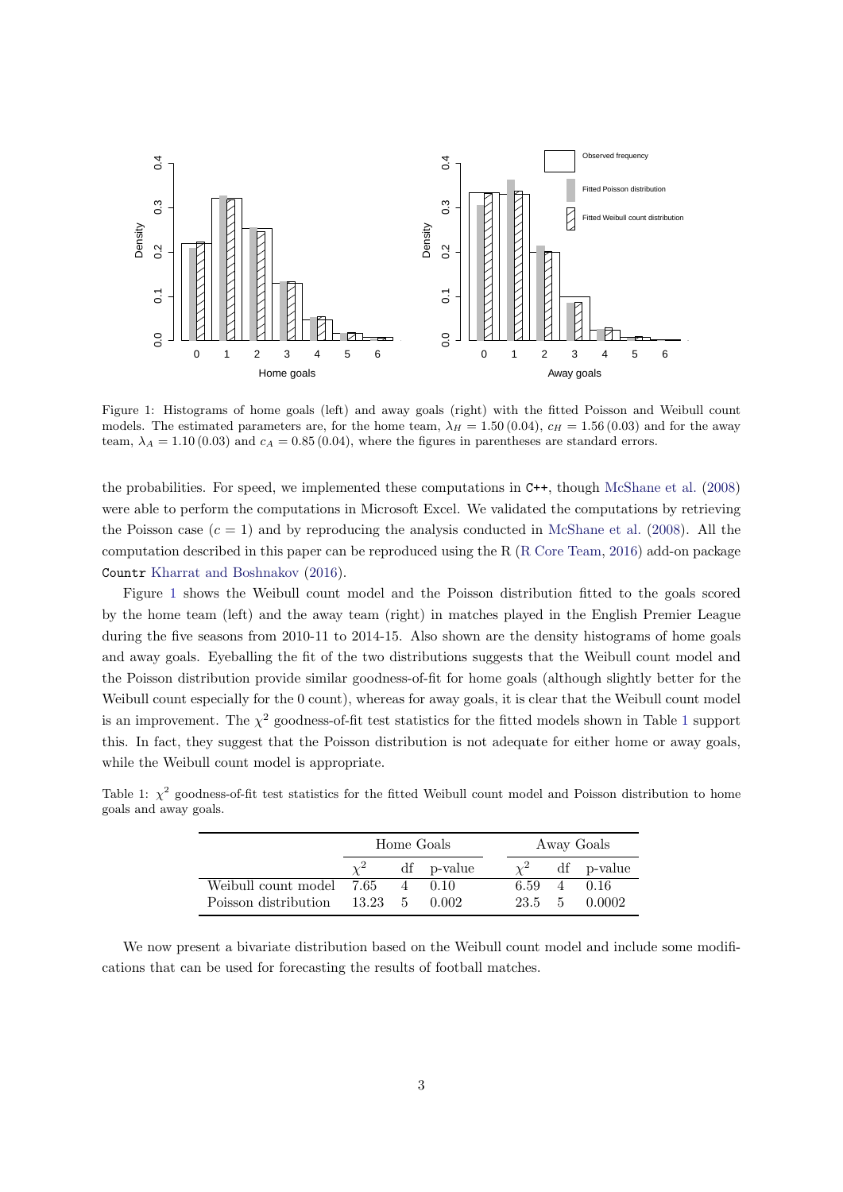Figure 1: Histograms of home goals (left) and away goals (right) with the fitted Poisson and Weibull count models. The estimated parameters are, for the home team, $\lambda_H = 1.50\,(0.04)$, $c_H = 1.56\,(0.03)$ and for the away team, $\lambda_A = 1.10\,(0.03)$ and $c_A = 0.85\,(0.04)$, where the figures in parentheses are standard errors.

the probabilities. For speed, we implemented these computations in `C++`, though McShane et al. (2008) were able to perform the computations in Microsoft Excel. We validated the computations by retrieving the Poisson case ($c = 1$) and by reproducing the analysis conducted in McShane et al. (2008). All the computation described in this paper can be reproduced using the R (R Core Team, 2016) add-on package `Countr` Kharrat and Boshnakov (2016).

Figure 1 shows the Weibull count model and the Poisson distribution fitted to the goals scored by the home team (left) and the away team (right) in matches played in the English Premier League during the five seasons from 2010-11 to 2014-15. Also shown are the density histograms of home goals and away goals. Eyeballing the fit of the two distributions suggests that the Weibull count model and the Poisson distribution provide similar goodness-of-fit for home goals (although slightly better for the Weibull count especially for the 0 count), whereas for away goals, it is clear that the Weibull count model is an improvement. The $\chi^2$ goodness-of-fit test statistics for the fitted models shown in Table 1 support this. In fact, they suggest that the Poisson distribution is not adequate for either home or away goals, while the Weibull count model is appropriate.

Table 1: $\chi^2$ goodness-of-fit test statistics for the fitted Weibull count model and Poisson distribution to home goals and away goals.

| | Home Goals | | | Away Goals | | |
|---|---|---|---|---|---|---|
| | $\chi^2$ | df | p-value | $\chi^2$ | df | p-value |
| Weibull count model | 7.65 | 4 | 0.10 | 6.59 | 4 | 0.16 |
| Poisson distribution | 13.23 | 5 | 0.002 | 23.5 | 5 | 0.0002 |

We now present a bivariate distribution based on the Weibull count model and include some modifications that can be used for forecasting the results of football matches.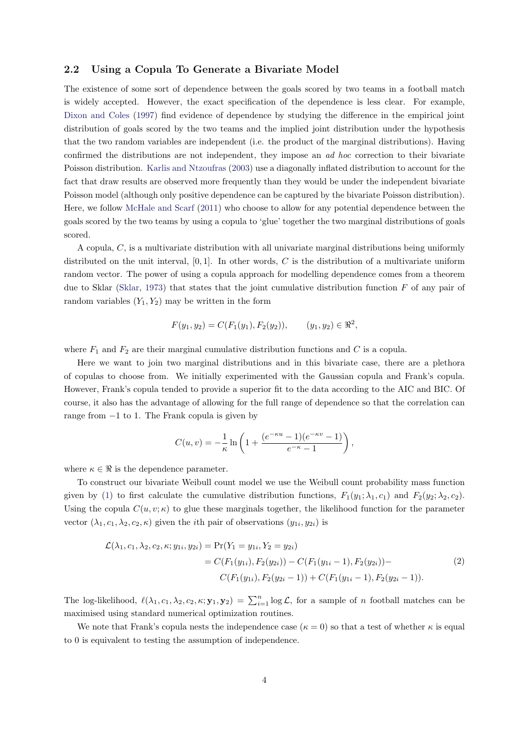### 2.2 Using a Copula To Generate a Bivariate Model

The existence of some sort of dependence between the goals scored by two teams in a football match is widely accepted. However, the exact specification of the dependence is less clear. For example, Dixon and Coles (1997) find evidence of dependence by studying the difference in the empirical joint distribution of goals scored by the two teams and the implied joint distribution under the hypothesis that the two random variables are independent (i.e. the product of the marginal distributions). Having confirmed the distributions are not independent, they impose an *ad hoc* correction to their bivariate Poisson distribution. Karlis and Ntzoufras (2003) use a diagonally inflated distribution to account for the fact that draw results are observed more frequently than they would be under the independent bivariate Poisson model (although only positive dependence can be captured by the bivariate Poisson distribution). Here, we follow McHale and Scarf (2011) who choose to allow for any potential dependence between the goals scored by the two teams by using a copula to 'glue' together the two marginal distributions of goals scored.

A copula, $C$, is a multivariate distribution with all univariate marginal distributions being uniformly distributed on the unit interval, $[0, 1]$. In other words, $C$ is the distribution of a multivariate uniform random vector. The power of using a copula approach for modelling dependence comes from a theorem due to Sklar (Sklar, 1973) that states that the joint cumulative distribution function $F$ of any pair of random variables $(Y_1, Y_2)$ may be written in the form

$$F(y_1, y_2) = C(F_1(y_1), F_2(y_2)), \qquad (y_1, y_2) \in \Re^2,$$

where $F_1$ and $F_2$ are their marginal cumulative distribution functions and $C$ is a copula.

Here we want to join two marginal distributions and in this bivariate case, there are a plethora of copulas to choose from. We initially experimented with the Gaussian copula and Frank's copula. However, Frank's copula tended to provide a superior fit to the data according to the AIC and BIC. Of course, it also has the advantage of allowing for the full range of dependence so that the correlation can range from $-1$ to 1. The Frank copula is given by

$$C(u, v) = -\frac{1}{\kappa} \ln\left(1 + \frac{(e^{-\kappa u} - 1)(e^{-\kappa v} - 1)}{e^{-\kappa} - 1}\right),$$

where $\kappa \in \Re$ is the dependence parameter.

To construct our bivariate Weibull count model we use the Weibull count probability mass function given by (1) to first calculate the cumulative distribution functions, $F_1(y_1; \lambda_1, c_1)$ and $F_2(y_2; \lambda_2, c_2)$. Using the copula $C(u, v; \kappa)$ to glue these marginals together, the likelihood function for the parameter vector $(\lambda_1, c_1, \lambda_2, c_2, \kappa)$ given the $i$th pair of observations $(y_{1i}, y_{2i})$ is

$$\begin{aligned}
\mathcal{L}(\lambda_1, c_1, \lambda_2, c_2, \kappa; y_{1i}, y_{2i}) &= \Pr(Y_1 = y_{1i}, Y_2 = y_{2i}) \\
&= C(F_1(y_{1i}), F_2(y_{2i})) - C(F_1(y_{1i} - 1), F_2(y_{2i})) - \\
&\qquad C(F_1(y_{1i}), F_2(y_{2i} - 1)) + C(F_1(y_{1i} - 1), F_2(y_{2i} - 1)).
\end{aligned} \tag{2}$$

The log-likelihood, $\ell(\lambda_1, c_1, \lambda_2, c_2, \kappa; \mathbf{y}_1, \mathbf{y}_2) = \sum_{i=1}^{n} \log \mathcal{L}$, for a sample of $n$ football matches can be maximised using standard numerical optimization routines.

We note that Frank's copula nests the independence case ($\kappa = 0$) so that a test of whether $\kappa$ is equal to 0 is equivalent to testing the assumption of independence.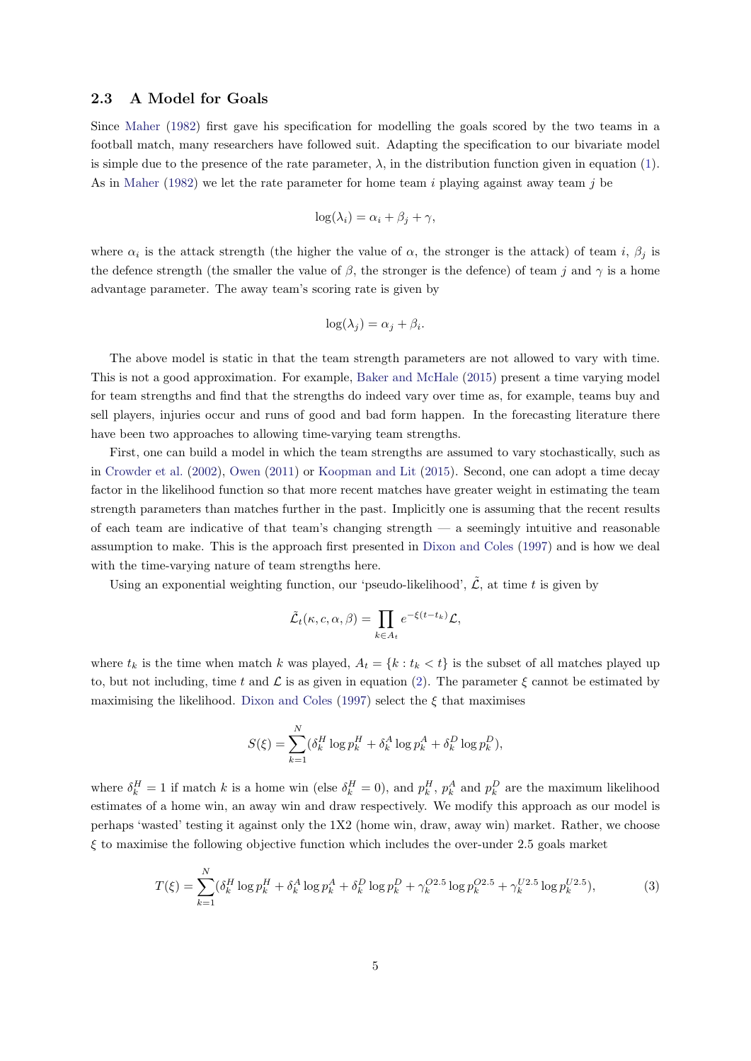### 2.3 A Model for Goals

Since Maher (1982) first gave his specification for modelling the goals scored by the two teams in a football match, many researchers have followed suit. Adapting the specification to our bivariate model is simple due to the presence of the rate parameter, $\lambda$, in the distribution function given in equation (1). As in Maher (1982) we let the rate parameter for home team $i$ playing against away team $j$ be

$$\log(\lambda_i) = \alpha_i + \beta_j + \gamma,$$

where $\alpha_i$ is the attack strength (the higher the value of $\alpha$, the stronger is the attack) of team $i$, $\beta_j$ is the defence strength (the smaller the value of $\beta$, the stronger is the defence) of team $j$ and $\gamma$ is a home advantage parameter. The away team's scoring rate is given by

$$\log(\lambda_j) = \alpha_j + \beta_i.$$

The above model is static in that the team strength parameters are not allowed to vary with time. This is not a good approximation. For example, Baker and McHale (2015) present a time varying model for team strengths and find that the strengths do indeed vary over time as, for example, teams buy and sell players, injuries occur and runs of good and bad form happen. In the forecasting literature there have been two approaches to allowing time-varying team strengths.

First, one can build a model in which the team strengths are assumed to vary stochastically, such as in Crowder et al. (2002), Owen (2011) or Koopman and Lit (2015). Second, one can adopt a time decay factor in the likelihood function so that more recent matches have greater weight in estimating the team strength parameters than matches further in the past. Implicitly one is assuming that the recent results of each team are indicative of that team's changing strength — a seemingly intuitive and reasonable assumption to make. This is the approach first presented in Dixon and Coles (1997) and is how we deal with the time-varying nature of team strengths here.

Using an exponential weighting function, our 'pseudo-likelihood', $\tilde{\mathcal{L}}$, at time $t$ is given by

$$\tilde{\mathcal{L}}_t(\kappa, c, \alpha, \beta) = \prod_{k \in A_t} e^{-\xi(t-t_k)} \mathcal{L},$$

where $t_k$ is the time when match $k$ was played, $A_t = \{k : t_k < t\}$ is the subset of all matches played up to, but not including, time $t$ and $\mathcal{L}$ is as given in equation (2). The parameter $\xi$ cannot be estimated by maximising the likelihood. Dixon and Coles (1997) select the $\xi$ that maximises

$$S(\xi) = \sum_{k=1}^{N} (\delta_k^H \log p_k^H + \delta_k^A \log p_k^A + \delta_k^D \log p_k^D),$$

where $\delta_k^H = 1$ if match $k$ is a home win (else $\delta_k^H = 0$), and $p_k^H$, $p_k^A$ and $p_k^D$ are the maximum likelihood estimates of a home win, an away win and draw respectively. We modify this approach as our model is perhaps 'wasted' testing it against only the 1X2 (home win, draw, away win) market. Rather, we choose $\xi$ to maximise the following objective function which includes the over-under 2.5 goals market

$$T(\xi) = \sum_{k=1}^{N} (\delta_k^H \log p_k^H + \delta_k^A \log p_k^A + \delta_k^D \log p_k^D + \gamma_k^{O2.5} \log p_k^{O2.5} + \gamma_k^{U2.5} \log p_k^{U2.5}), \tag{3}$$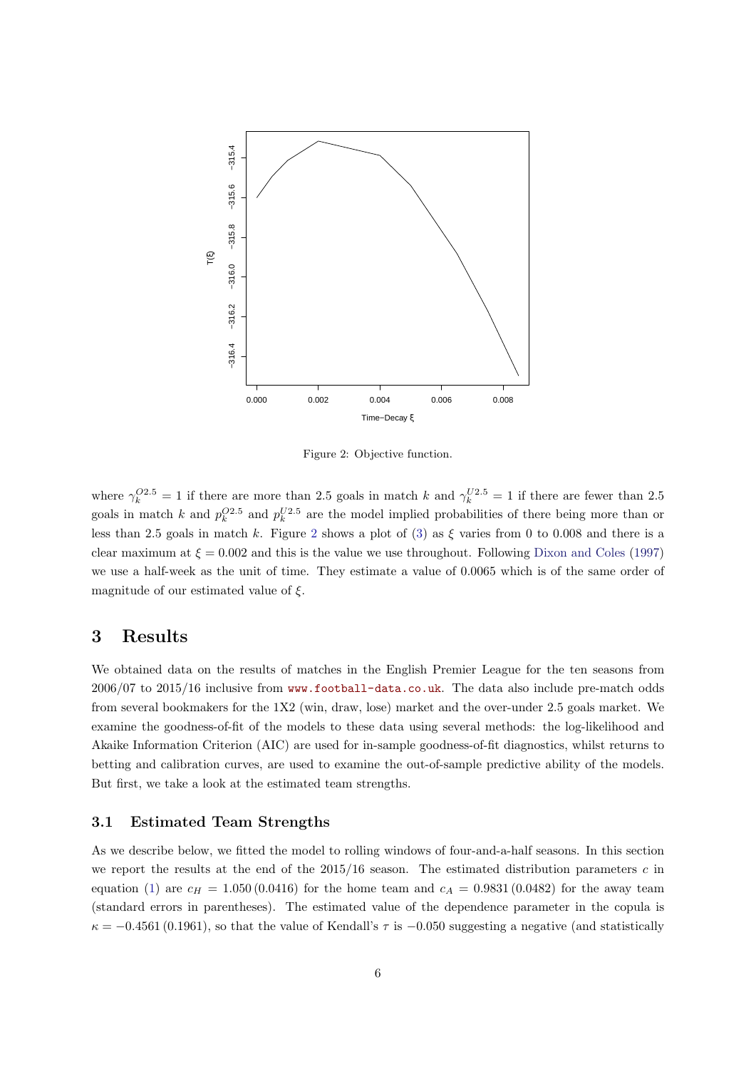Figure 2: Objective function.

where $\gamma_k^{O2.5} = 1$ if there are more than 2.5 goals in match $k$ and $\gamma_k^{U2.5} = 1$ if there are fewer than 2.5 goals in match $k$ and $p_k^{O2.5}$ and $p_k^{U2.5}$ are the model implied probabilities of there being more than or less than 2.5 goals in match $k$. Figure 2 shows a plot of (3) as $\xi$ varies from 0 to 0.008 and there is a clear maximum at $\xi = 0.002$ and this is the value we use throughout. Following Dixon and Coles (1997) we use a half-week as the unit of time. They estimate a value of 0.0065 which is of the same order of magnitude of our estimated value of $\xi$.

# 3 Results

We obtained data on the results of matches in the English Premier League for the ten seasons from 2006/07 to 2015/16 inclusive from www.football-data.co.uk. The data also include pre-match odds from several bookmakers for the 1X2 (win, draw, lose) market and the over-under 2.5 goals market. We examine the goodness-of-fit of the models to these data using several methods: the log-likelihood and Akaike Information Criterion (AIC) are used for in-sample goodness-of-fit diagnostics, whilst returns to betting and calibration curves, are used to examine the out-of-sample predictive ability of the models. But first, we take a look at the estimated team strengths.

## 3.1 Estimated Team Strengths

As we describe below, we fitted the model to rolling windows of four-and-a-half seasons. In this section we report the results at the end of the 2015/16 season. The estimated distribution parameters $c$ in equation (1) are $c_H = 1.050\,(0.0416)$ for the home team and $c_A = 0.9831\,(0.0482)$ for the away team (standard errors in parentheses). The estimated value of the dependence parameter in the copula is $\kappa = -0.4561\,(0.1961)$, so that the value of Kendall's $\tau$ is $-0.050$ suggesting a negative (and statistically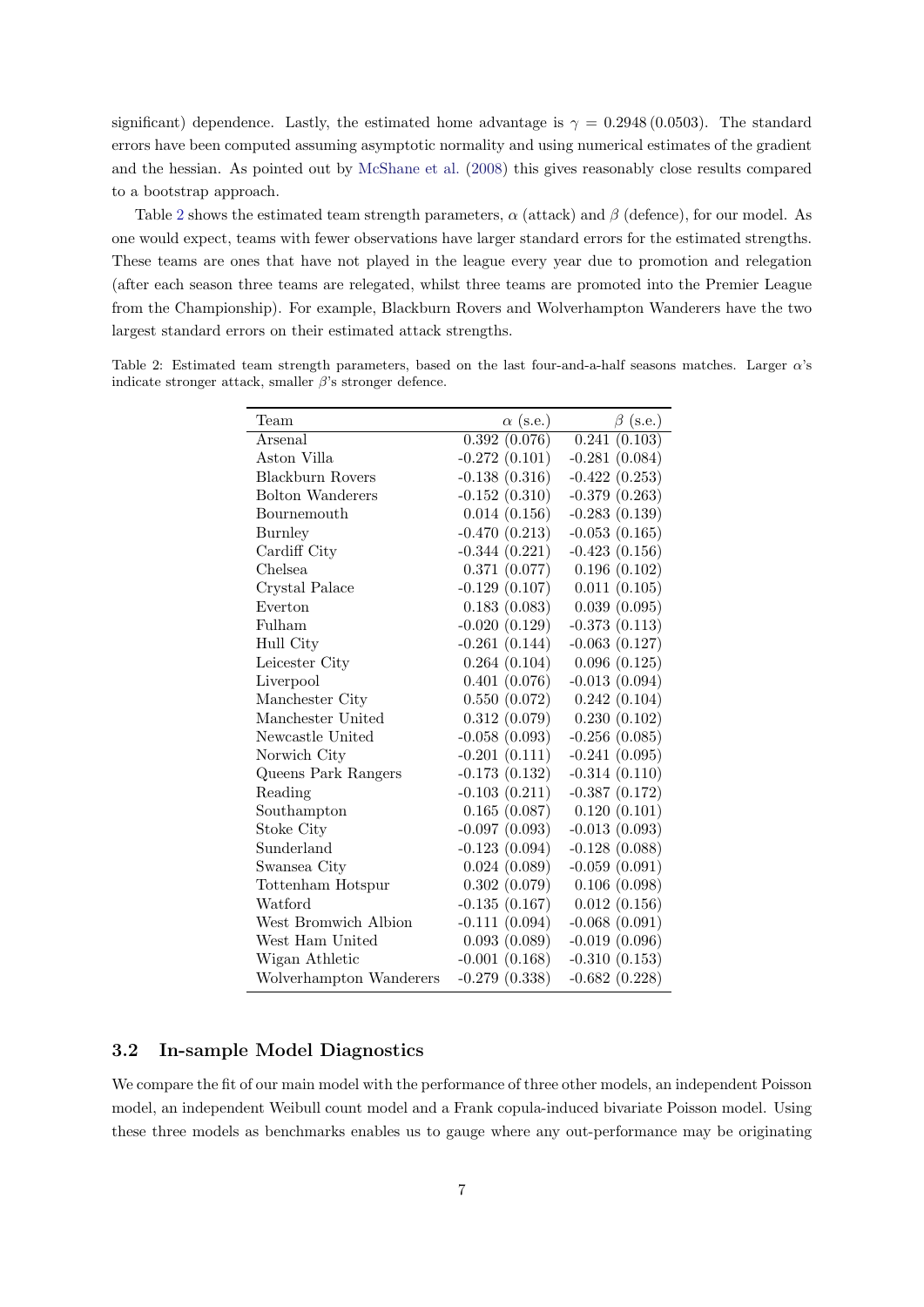significant) dependence. Lastly, the estimated home advantage is $\gamma = 0.2948\,(0.0503)$. The standard errors have been computed assuming asymptotic normality and using numerical estimates of the gradient and the hessian. As pointed out by McShane et al. (2008) this gives reasonably close results compared to a bootstrap approach.

Table 2 shows the estimated team strength parameters, $\alpha$ (attack) and $\beta$ (defence), for our model. As one would expect, teams with fewer observations have larger standard errors for the estimated strengths. These teams are ones that have not played in the league every year due to promotion and relegation (after each season three teams are relegated, whilst three teams are promoted into the Premier League from the Championship). For example, Blackburn Rovers and Wolverhampton Wanderers have the two largest standard errors on their estimated attack strengths.

Table 2: Estimated team strength parameters, based on the last four-and-a-half seasons matches. Larger $\alpha$'s indicate stronger attack, smaller $\beta$'s stronger defence.

| Team | $\alpha$ (s.e.) | $\beta$ (s.e.) |
|---|---|---|
| Arsenal | 0.392 (0.076) | 0.241 (0.103) |
| Aston Villa | -0.272 (0.101) | -0.281 (0.084) |
| Blackburn Rovers | -0.138 (0.316) | -0.422 (0.253) |
| Bolton Wanderers | -0.152 (0.310) | -0.379 (0.263) |
| Bournemouth | 0.014 (0.156) | -0.283 (0.139) |
| Burnley | -0.470 (0.213) | -0.053 (0.165) |
| Cardiff City | -0.344 (0.221) | -0.423 (0.156) |
| Chelsea | 0.371 (0.077) | 0.196 (0.102) |
| Crystal Palace | -0.129 (0.107) | 0.011 (0.105) |
| Everton | 0.183 (0.083) | 0.039 (0.095) |
| Fulham | -0.020 (0.129) | -0.373 (0.113) |
| Hull City | -0.261 (0.144) | -0.063 (0.127) |
| Leicester City | 0.264 (0.104) | 0.096 (0.125) |
| Liverpool | 0.401 (0.076) | -0.013 (0.094) |
| Manchester City | 0.550 (0.072) | 0.242 (0.104) |
| Manchester United | 0.312 (0.079) | 0.230 (0.102) |
| Newcastle United | -0.058 (0.093) | -0.256 (0.085) |
| Norwich City | -0.201 (0.111) | -0.241 (0.095) |
| Queens Park Rangers | -0.173 (0.132) | -0.314 (0.110) |
| Reading | -0.103 (0.211) | -0.387 (0.172) |
| Southampton | 0.165 (0.087) | 0.120 (0.101) |
| Stoke City | -0.097 (0.093) | -0.013 (0.093) |
| Sunderland | -0.123 (0.094) | -0.128 (0.088) |
| Swansea City | 0.024 (0.089) | -0.059 (0.091) |
| Tottenham Hotspur | 0.302 (0.079) | 0.106 (0.098) |
| Watford | -0.135 (0.167) | 0.012 (0.156) |
| West Bromwich Albion | -0.111 (0.094) | -0.068 (0.091) |
| West Ham United | 0.093 (0.089) | -0.019 (0.096) |
| Wigan Athletic | -0.001 (0.168) | -0.310 (0.153) |
| Wolverhampton Wanderers | -0.279 (0.338) | -0.682 (0.228) |

### 3.2 In-sample Model Diagnostics

We compare the fit of our main model with the performance of three other models, an independent Poisson model, an independent Weibull count model and a Frank copula-induced bivariate Poisson model. Using these three models as benchmarks enables us to gauge where any out-performance may be originating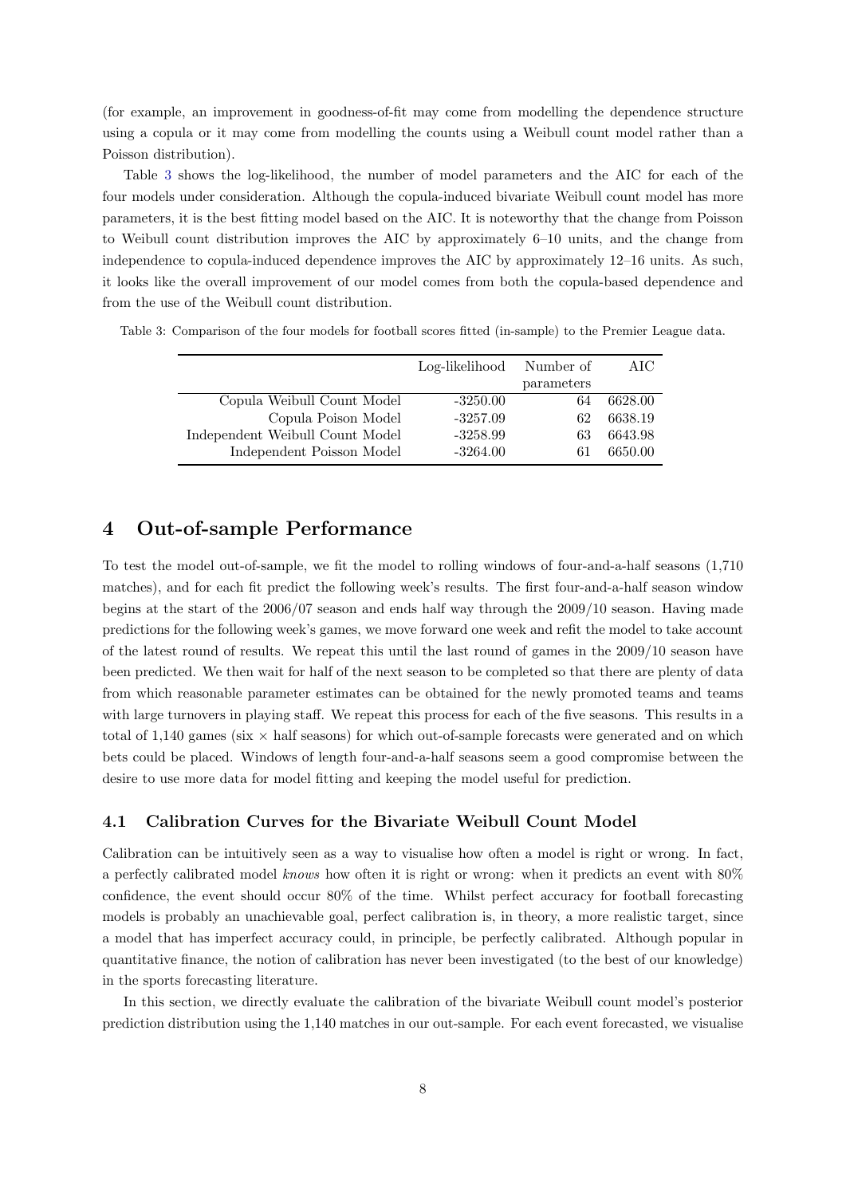(for example, an improvement in goodness-of-fit may come from modelling the dependence structure using a copula or it may come from modelling the counts using a Weibull count model rather than a Poisson distribution).

Table 3 shows the log-likelihood, the number of model parameters and the AIC for each of the four models under consideration. Although the copula-induced bivariate Weibull count model has more parameters, it is the best fitting model based on the AIC. It is noteworthy that the change from Poisson to Weibull count distribution improves the AIC by approximately 6–10 units, and the change from independence to copula-induced dependence improves the AIC by approximately 12–16 units. As such, it looks like the overall improvement of our model comes from both the copula-based dependence and from the use of the Weibull count distribution.

Table 3: Comparison of the four models for football scores fitted (in-sample) to the Premier League data.

| | Log-likelihood | Number of parameters | AIC |
|---|---|---|---|
| Copula Weibull Count Model | -3250.00 | 64 | 6628.00 |
| Copula Poison Model | -3257.09 | 62 | 6638.19 |
| Independent Weibull Count Model | -3258.99 | 63 | 6643.98 |
| Independent Poisson Model | -3264.00 | 61 | 6650.00 |

# 4 Out-of-sample Performance

To test the model out-of-sample, we fit the model to rolling windows of four-and-a-half seasons (1,710 matches), and for each fit predict the following week's results. The first four-and-a-half season window begins at the start of the 2006/07 season and ends half way through the 2009/10 season. Having made predictions for the following week's games, we move forward one week and refit the model to take account of the latest round of results. We repeat this until the last round of games in the 2009/10 season have been predicted. We then wait for half of the next season to be completed so that there are plenty of data from which reasonable parameter estimates can be obtained for the newly promoted teams and teams with large turnovers in playing staff. We repeat this process for each of the five seasons. This results in a total of 1,140 games (six $\times$ half seasons) for which out-of-sample forecasts were generated and on which bets could be placed. Windows of length four-and-a-half seasons seem a good compromise between the desire to use more data for model fitting and keeping the model useful for prediction.

## 4.1 Calibration Curves for the Bivariate Weibull Count Model

Calibration can be intuitively seen as a way to visualise how often a model is right or wrong. In fact, a perfectly calibrated model *knows* how often it is right or wrong: when it predicts an event with 80% confidence, the event should occur 80% of the time. Whilst perfect accuracy for football forecasting models is probably an unachievable goal, perfect calibration is, in theory, a more realistic target, since a model that has imperfect accuracy could, in principle, be perfectly calibrated. Although popular in quantitative finance, the notion of calibration has never been investigated (to the best of our knowledge) in the sports forecasting literature.

In this section, we directly evaluate the calibration of the bivariate Weibull count model's posterior prediction distribution using the 1,140 matches in our out-sample. For each event forecasted, we visualise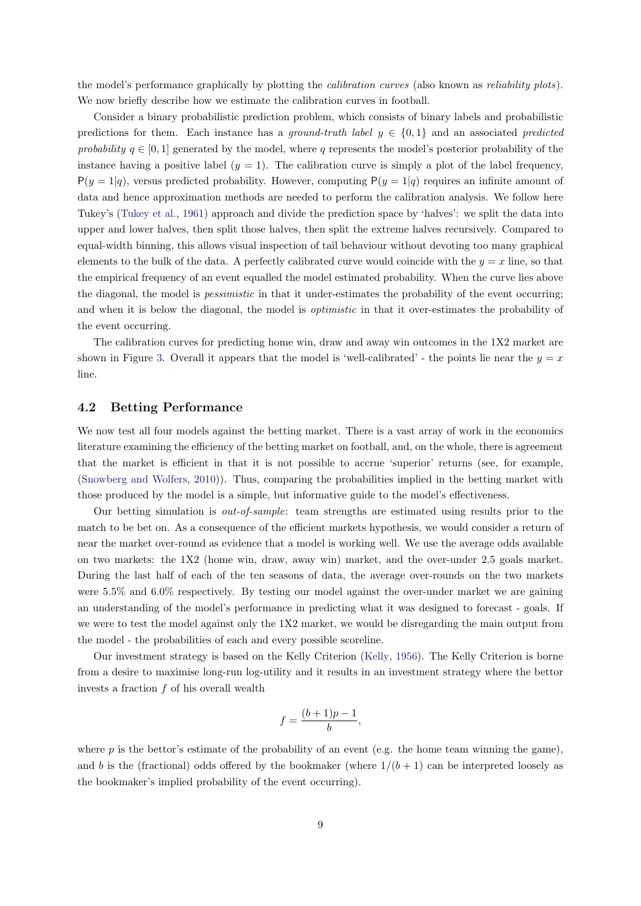the model's performance graphically by plotting the *calibration curves* (also known as *reliability plots*). We now briefly describe how we estimate the calibration curves in football.

Consider a binary probabilistic prediction problem, which consists of binary labels and probabilistic predictions for them. Each instance has a *ground-truth label* $y \in \{0, 1\}$ and an associated *predicted probability* $q \in [0, 1]$ generated by the model, where $q$ represents the model's posterior probability of the instance having a positive label ($y = 1$). The calibration curve is simply a plot of the label frequency, $\mathsf{P}(y = 1|q)$, versus predicted probability. However, computing $\mathsf{P}(y = 1|q)$ requires an infinite amount of data and hence approximation methods are needed to perform the calibration analysis. We follow here Tukey's (Tukey et al., 1961) approach and divide the prediction space by 'halves': we split the data into upper and lower halves, then split those halves, then split the extreme halves recursively. Compared to equal-width binning, this allows visual inspection of tail behaviour without devoting too many graphical elements to the bulk of the data. A perfectly calibrated curve would coincide with the $y = x$ line, so that the empirical frequency of an event equalled the model estimated probability. When the curve lies above the diagonal, the model is *pessimistic* in that it under-estimates the probability of the event occurring; and when it is below the diagonal, the model is *optimistic* in that it over-estimates the probability of the event occurring.

The calibration curves for predicting home win, draw and away win outcomes in the 1X2 market are shown in Figure 3. Overall it appears that the model is 'well-calibrated' - the points lie near the $y = x$ line.

## 4.2 Betting Performance

We now test all four models against the betting market. There is a vast array of work in the economics literature examining the efficiency of the betting market on football, and, on the whole, there is agreement that the market is efficient in that it is not possible to accrue 'superior' returns (see, for example, (Snowberg and Wolfers, 2010)). Thus, comparing the probabilities implied in the betting market with those produced by the model is a simple, but informative guide to the model's effectiveness.

Our betting simulation is *out-of-sample*: team strengths are estimated using results prior to the match to be bet on. As a consequence of the efficient markets hypothesis, we would consider a return of near the market over-round as evidence that a model is working well. We use the average odds available on two markets: the 1X2 (home win, draw, away win) market, and the over-under 2.5 goals market. During the last half of each of the ten seasons of data, the average over-rounds on the two markets were 5.5% and 6.0% respectively. By testing our model against the over-under market we are gaining an understanding of the model's performance in predicting what it was designed to forecast - goals. If we were to test the model against only the 1X2 market, we would be disregarding the main output from the model - the probabilities of each and every possible scoreline.

Our investment strategy is based on the Kelly Criterion (Kelly, 1956). The Kelly Criterion is borne from a desire to maximise long-run log-utility and it results in an investment strategy where the bettor invests a fraction $f$ of his overall wealth

$$f = \frac{(b+1)p - 1}{b},$$

where $p$ is the bettor's estimate of the probability of an event (e.g. the home team winning the game), and $b$ is the (fractional) odds offered by the bookmaker (where $1/(b+1)$ can be interpreted loosely as the bookmaker's implied probability of the event occurring).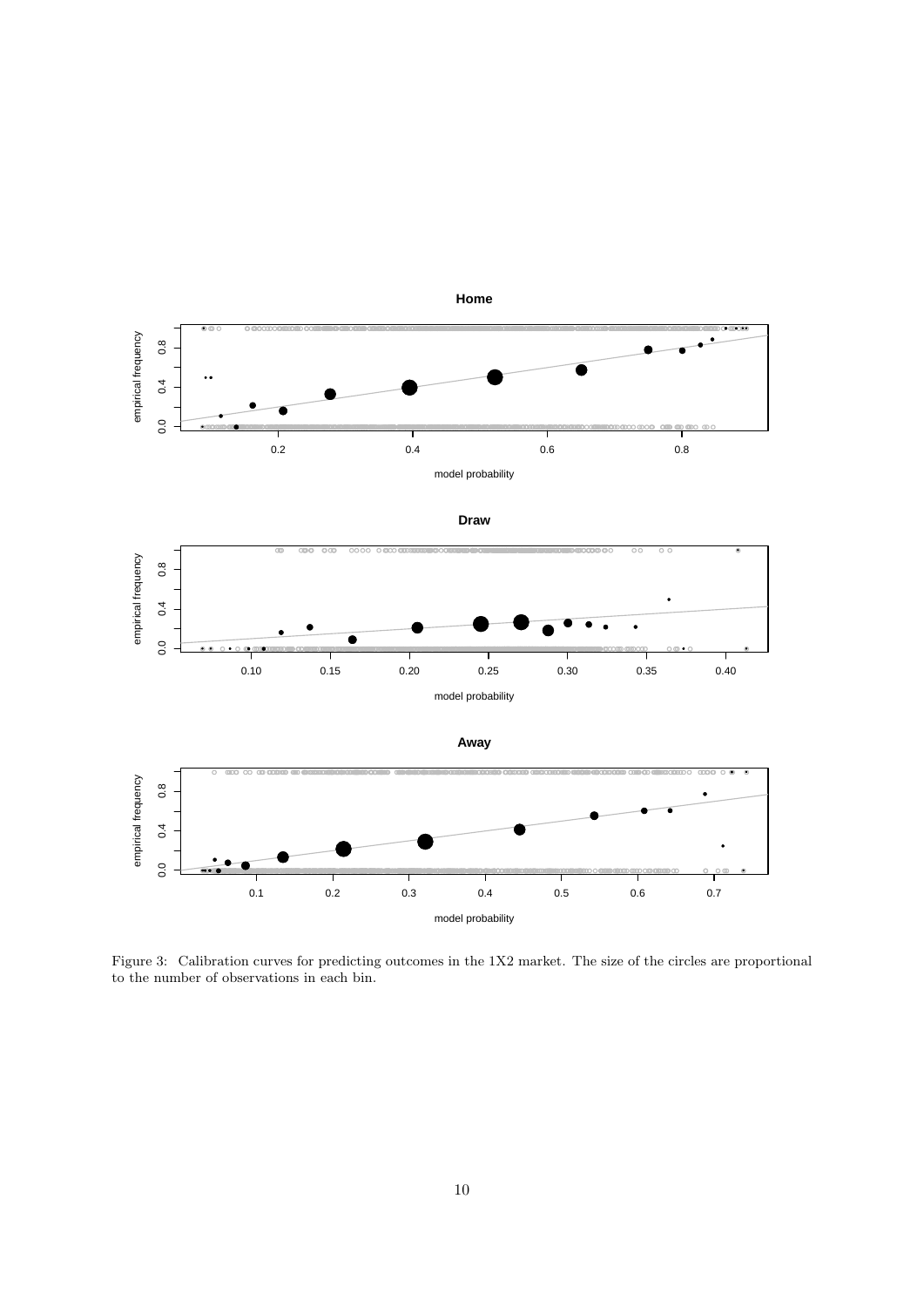Figure 3: Calibration curves for predicting outcomes in the 1X2 market. The size of the circles are proportional to the number of observations in each bin.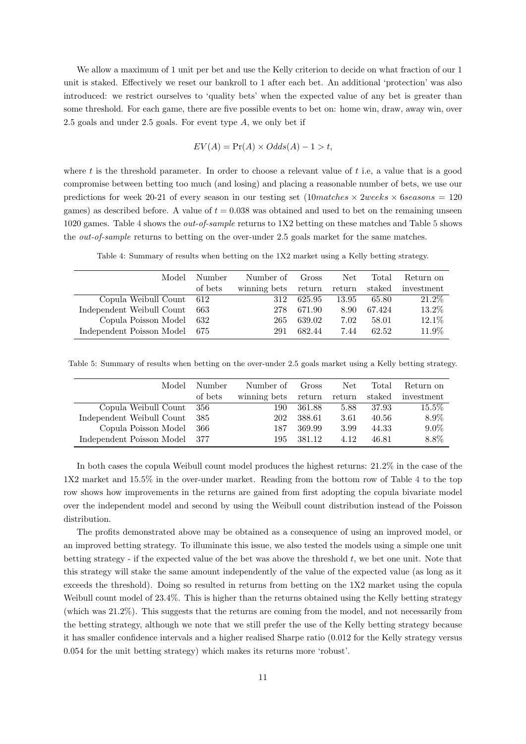We allow a maximum of 1 unit per bet and use the Kelly criterion to decide on what fraction of our 1 unit is staked. Effectively we reset our bankroll to 1 after each bet. An additional 'protection' was also introduced: we restrict ourselves to 'quality bets' when the expected value of any bet is greater than some threshold. For each game, there are five possible events to bet on: home win, draw, away win, over 2.5 goals and under 2.5 goals. For event type $A$, we only bet if

$$EV(A) = \Pr(A) \times Odds(A) - 1 > t,$$

where $t$ is the threshold parameter. In order to choose a relevant value of $t$ i.e, a value that is a good compromise between betting too much (and losing) and placing a reasonable number of bets, we use our predictions for week 20-21 of every season in our testing set ($10 matches \times 2 weeks \times 6 seasons = 120$ games) as described before. A value of $t = 0.038$ was obtained and used to bet on the remaining unseen 1020 games. Table 4 shows the *out-of-sample* returns to 1X2 betting on these matches and Table 5 shows the *out-of-sample* returns to betting on the over-under 2.5 goals market for the same matches.

Table 4: Summary of results when betting on the 1X2 market using a Kelly betting strategy.

| Model | Number of bets | Number of winning bets | Gross return | Net return | Total staked | Return on investment |
|---|---|---|---|---|---|---|
| Copula Weibull Count | 612 | 312 | 625.95 | 13.95 | 65.80 | 21.2% |
| Independent Weibull Count | 663 | 278 | 671.90 | 8.90 | 67.424 | 13.2% |
| Copula Poisson Model | 632 | 265 | 639.02 | 7.02 | 58.01 | 12.1% |
| Independent Poisson Model | 675 | 291 | 682.44 | 7.44 | 62.52 | 11.9% |

Table 5: Summary of results when betting on the over-under 2.5 goals market using a Kelly betting strategy.

| Model | Number of bets | Number of winning bets | Gross return | Net return | Total staked | Return on investment |
|---|---|---|---|---|---|---|
| Copula Weibull Count | 356 | 190 | 361.88 | 5.88 | 37.93 | 15.5% |
| Independent Weibull Count | 385 | 202 | 388.61 | 3.61 | 40.56 | 8.9% |
| Copula Poisson Model | 366 | 187 | 369.99 | 3.99 | 44.33 | 9.0% |
| Independent Poisson Model | 377 | 195 | 381.12 | 4.12 | 46.81 | 8.8% |

In both cases the copula Weibull count model produces the highest returns: 21.2% in the case of the 1X2 market and 15.5% in the over-under market. Reading from the bottom row of Table 4 to the top row shows how improvements in the returns are gained from first adopting the copula bivariate model over the independent model and second by using the Weibull count distribution instead of the Poisson distribution.

The profits demonstrated above may be obtained as a consequence of using an improved model, or an improved betting strategy. To illuminate this issue, we also tested the models using a simple one unit betting strategy - if the expected value of the bet was above the threshold $t$, we bet one unit. Note that this strategy will stake the same amount independently of the value of the expected value (as long as it exceeds the threshold). Doing so resulted in returns from betting on the 1X2 market using the copula Weibull count model of 23.4%. This is higher than the returns obtained using the Kelly betting strategy (which was 21.2%). This suggests that the returns are coming from the model, and not necessarily from the betting strategy, although we note that we still prefer the use of the Kelly betting strategy because it has smaller confidence intervals and a higher realised Sharpe ratio (0.012 for the Kelly strategy versus 0.054 for the unit betting strategy) which makes its returns more 'robust'.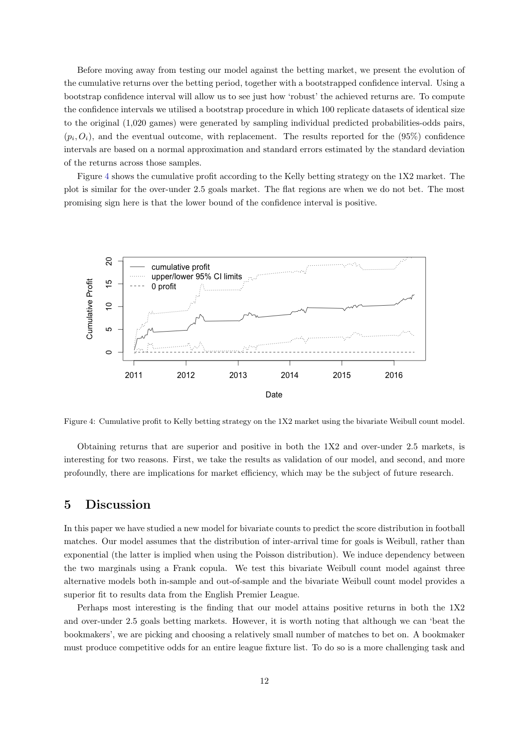Before moving away from testing our model against the betting market, we present the evolution of the cumulative returns over the betting period, together with a bootstrapped confidence interval. Using a bootstrap confidence interval will allow us to see just how 'robust' the achieved returns are. To compute the confidence intervals we utilised a bootstrap procedure in which 100 replicate datasets of identical size to the original (1,020 games) were generated by sampling individual predicted probabilities-odds pairs, $(p_i, O_i)$, and the eventual outcome, with replacement. The results reported for the (95%) confidence intervals are based on a normal approximation and standard errors estimated by the standard deviation of the returns across those samples.

Figure 4 shows the cumulative profit according to the Kelly betting strategy on the 1X2 market. The plot is similar for the over-under 2.5 goals market. The flat regions are when we do not bet. The most promising sign here is that the lower bound of the confidence interval is positive.

Figure 4: Cumulative profit to Kelly betting strategy on the 1X2 market using the bivariate Weibull count model.

Obtaining returns that are superior and positive in both the 1X2 and over-under 2.5 markets, is interesting for two reasons. First, we take the results as validation of our model, and second, and more profoundly, there are implications for market efficiency, which may be the subject of future research.

# 5 Discussion

In this paper we have studied a new model for bivariate counts to predict the score distribution in football matches. Our model assumes that the distribution of inter-arrival time for goals is Weibull, rather than exponential (the latter is implied when using the Poisson distribution). We induce dependency between the two marginals using a Frank copula. We test this bivariate Weibull count model against three alternative models both in-sample and out-of-sample and the bivariate Weibull count model provides a superior fit to results data from the English Premier League.

Perhaps most interesting is the finding that our model attains positive returns in both the 1X2 and over-under 2.5 goals betting markets. However, it is worth noting that although we can 'beat the bookmakers', we are picking and choosing a relatively small number of matches to bet on. A bookmaker must produce competitive odds for an entire league fixture list. To do so is a more challenging task and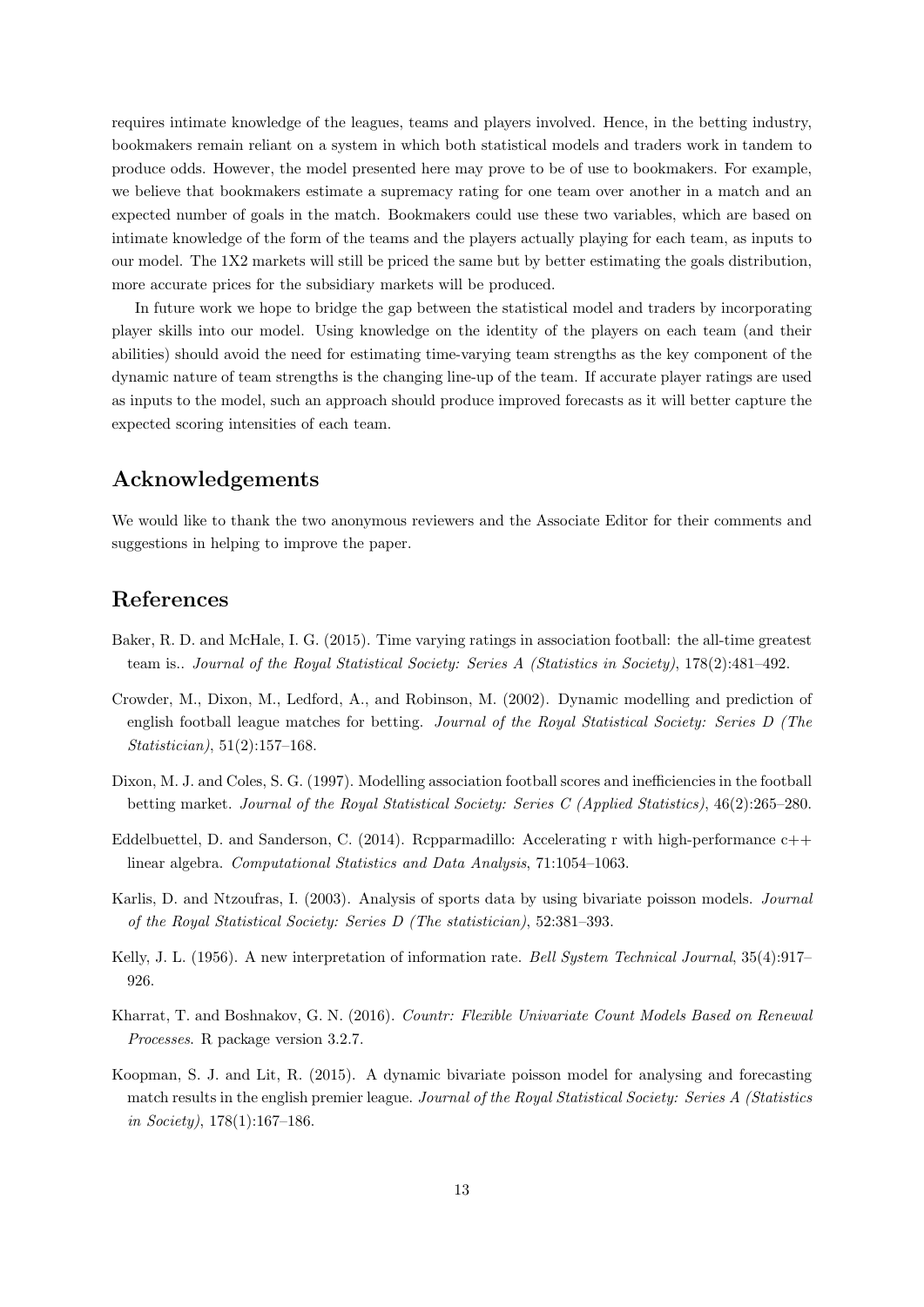requires intimate knowledge of the leagues, teams and players involved. Hence, in the betting industry, bookmakers remain reliant on a system in which both statistical models and traders work in tandem to produce odds. However, the model presented here may prove to be of use to bookmakers. For example, we believe that bookmakers estimate a supremacy rating for one team over another in a match and an expected number of goals in the match. Bookmakers could use these two variables, which are based on intimate knowledge of the form of the teams and the players actually playing for each team, as inputs to our model. The 1X2 markets will still be priced the same but by better estimating the goals distribution, more accurate prices for the subsidiary markets will be produced.

In future work we hope to bridge the gap between the statistical model and traders by incorporating player skills into our model. Using knowledge on the identity of the players on each team (and their abilities) should avoid the need for estimating time-varying team strengths as the key component of the dynamic nature of team strengths is the changing line-up of the team. If accurate player ratings are used as inputs to the model, such an approach should produce improved forecasts as it will better capture the expected scoring intensities of each team.

## Acknowledgements

We would like to thank the two anonymous reviewers and the Associate Editor for their comments and suggestions in helping to improve the paper.

## References

Baker, R. D. and McHale, I. G. (2015). Time varying ratings in association football: the all-time greatest team is.. *Journal of the Royal Statistical Society: Series A (Statistics in Society)*, 178(2):481–492.

Crowder, M., Dixon, M., Ledford, A., and Robinson, M. (2002). Dynamic modelling and prediction of english football league matches for betting. *Journal of the Royal Statistical Society: Series D (The Statistician)*, 51(2):157–168.

Dixon, M. J. and Coles, S. G. (1997). Modelling association football scores and inefficiencies in the football betting market. *Journal of the Royal Statistical Society: Series C (Applied Statistics)*, 46(2):265–280.

Eddelbuettel, D. and Sanderson, C. (2014). Rcpparmadillo: Accelerating r with high-performance c++ linear algebra. *Computational Statistics and Data Analysis*, 71:1054–1063.

Karlis, D. and Ntzoufras, I. (2003). Analysis of sports data by using bivariate poisson models. *Journal of the Royal Statistical Society: Series D (The statistician)*, 52:381–393.

Kelly, J. L. (1956). A new interpretation of information rate. *Bell System Technical Journal*, 35(4):917–926.

Kharrat, T. and Boshnakov, G. N. (2016). *Countr: Flexible Univariate Count Models Based on Renewal Processes*. R package version 3.2.7.

Koopman, S. J. and Lit, R. (2015). A dynamic bivariate poisson model for analysing and forecasting match results in the english premier league. *Journal of the Royal Statistical Society: Series A (Statistics in Society)*, 178(1):167–186.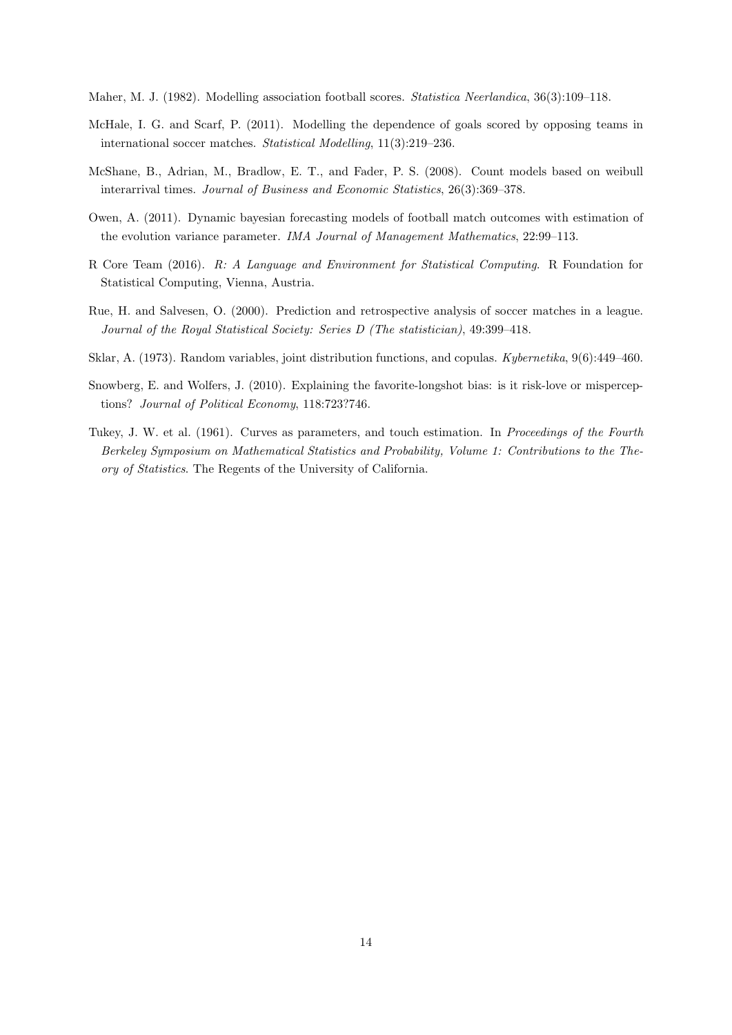Maher, M. J. (1982). Modelling association football scores. *Statistica Neerlandica*, 36(3):109–118.

McHale, I. G. and Scarf, P. (2011). Modelling the dependence of goals scored by opposing teams in international soccer matches. *Statistical Modelling*, 11(3):219–236.

McShane, B., Adrian, M., Bradlow, E. T., and Fader, P. S. (2008). Count models based on weibull interarrival times. *Journal of Business and Economic Statistics*, 26(3):369–378.

Owen, A. (2011). Dynamic bayesian forecasting models of football match outcomes with estimation of the evolution variance parameter. *IMA Journal of Management Mathematics*, 22:99–113.

R Core Team (2016). *R: A Language and Environment for Statistical Computing*. R Foundation for Statistical Computing, Vienna, Austria.

Rue, H. and Salvesen, O. (2000). Prediction and retrospective analysis of soccer matches in a league. *Journal of the Royal Statistical Society: Series D (The statistician)*, 49:399–418.

Sklar, A. (1973). Random variables, joint distribution functions, and copulas. *Kybernetika*, 9(6):449–460.

Snowberg, E. and Wolfers, J. (2010). Explaining the favorite-longshot bias: is it risk-love or misperceptions? *Journal of Political Economy*, 118:723?746.

Tukey, J. W. et al. (1961). Curves as parameters, and touch estimation. In *Proceedings of the Fourth Berkeley Symposium on Mathematical Statistics and Probability, Volume 1: Contributions to the Theory of Statistics*. The Regents of the University of California.